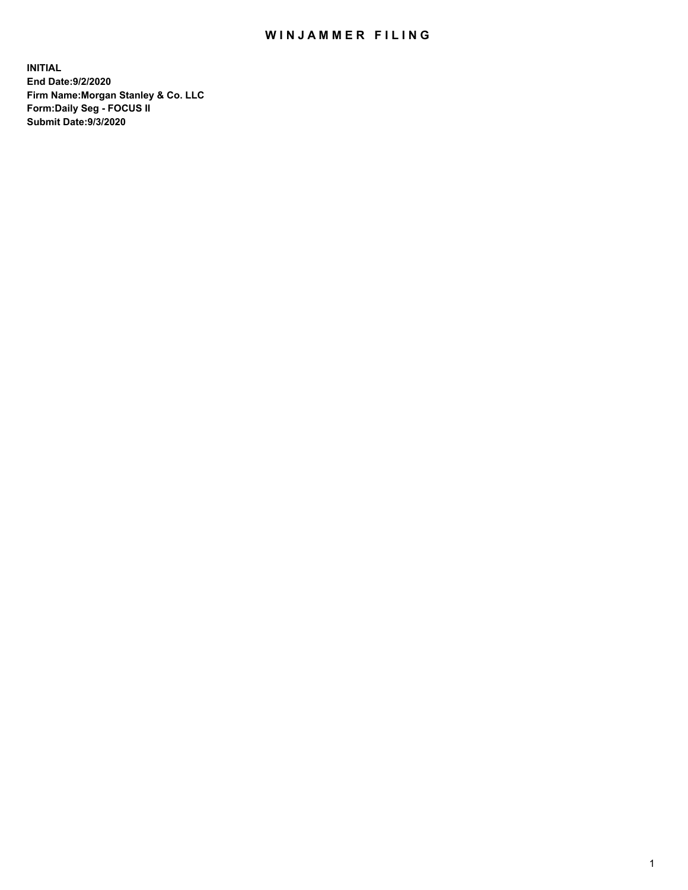# WINJAMMER FILING

**INITIAL**
**End Date:9/2/2020**
**Firm Name:Morgan Stanley & Co. LLC**
**Form:Daily Seg - FOCUS II**
**Submit Date:9/3/2020**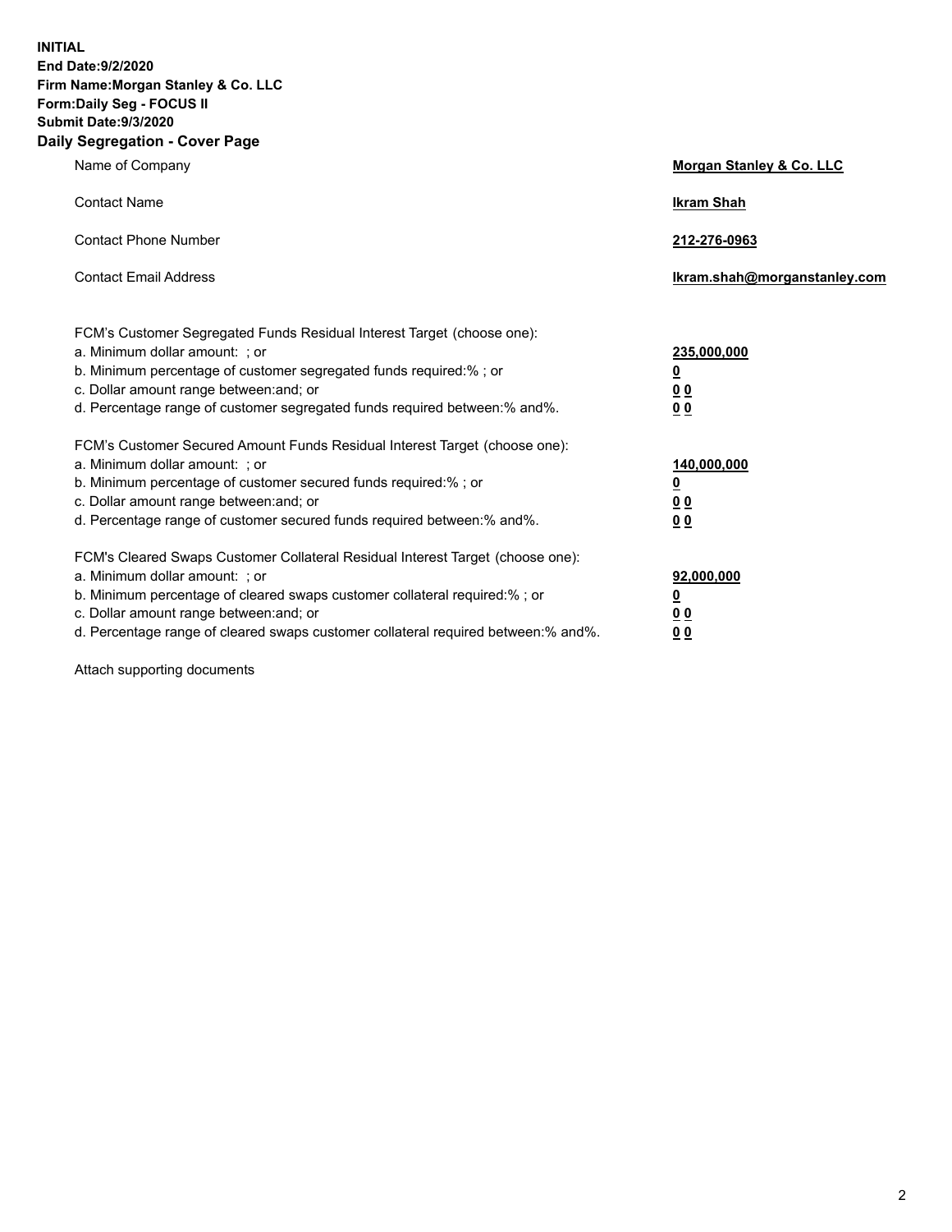**INITIAL**
**End Date:9/2/2020**
**Firm Name:Morgan Stanley & Co. LLC**
**Form:Daily Seg - FOCUS II**
**Submit Date:9/3/2020**

## Daily Segregation - Cover Page

| | |
|---|---|
| Name of Company | **Morgan Stanley & Co. LLC** |
| Contact Name | **Ikram Shah** |
| Contact Phone Number | **212-276-0963** |
| Contact Email Address | **Ikram.shah@morganstanley.com** |
| FCM's Customer Segregated Funds Residual Interest Target (choose one): | |
| a. Minimum dollar amount: ; or | **235,000,000** |
| b. Minimum percentage of customer segregated funds required:% ; or | **0** |
| c. Dollar amount range between:and; or | **0 0** |
| d. Percentage range of customer segregated funds required between:% and%. | **0 0** |
| FCM's Customer Secured Amount Funds Residual Interest Target (choose one): | |
| a. Minimum dollar amount: ; or | **140,000,000** |
| b. Minimum percentage of customer secured funds required:% ; or | **0** |
| c. Dollar amount range between:and; or | **0 0** |
| d. Percentage range of customer secured funds required between:% and%. | **0 0** |
| FCM's Cleared Swaps Customer Collateral Residual Interest Target (choose one): | |
| a. Minimum dollar amount: ; or | **92,000,000** |
| b. Minimum percentage of cleared swaps customer collateral required:% ; or | **0** |
| c. Dollar amount range between:and; or | **0 0** |
| d. Percentage range of cleared swaps customer collateral required between:% and%. | **0 0** |

Attach supporting documents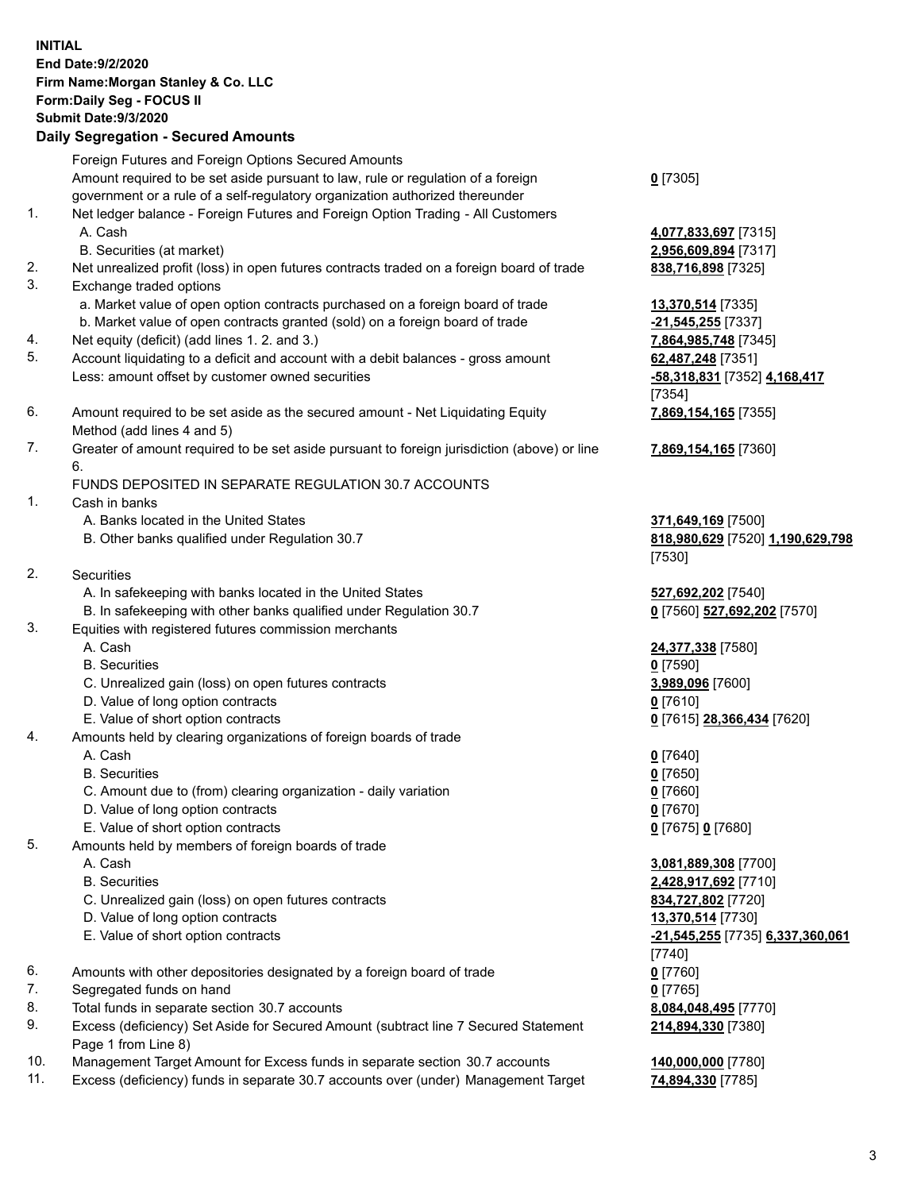**INITIAL**
**End Date:9/2/2020**
**Firm Name:Morgan Stanley & Co. LLC**
**Form:Daily Seg - FOCUS II**
**Submit Date:9/3/2020**

## Daily Segregation - Secured Amounts

| | | |
|---|---|---|
| | Foreign Futures and Foreign Options Secured Amounts | |
| | Amount required to be set aside pursuant to law, rule or regulation of a foreign government or a rule of a self-regulatory organization authorized thereunder | **0** [7305] |
| 1. | Net ledger balance - Foreign Futures and Foreign Option Trading - All Customers | |
| | A. Cash | **4,077,833,697** [7315] |
| | B. Securities (at market) | **2,956,609,894** [7317] |
| 2. | Net unrealized profit (loss) in open futures contracts traded on a foreign board of trade | **838,716,898** [7325] |
| 3. | Exchange traded options | |
| | a. Market value of open option contracts purchased on a foreign board of trade | **13,370,514** [7335] |
| | b. Market value of open contracts granted (sold) on a foreign board of trade | **-21,545,255** [7337] |
| 4. | Net equity (deficit) (add lines 1. 2. and 3.) | **7,864,985,748** [7345] |
| 5. | Account liquidating to a deficit and account with a debit balances - gross amount | **62,487,248** [7351] |
| | Less: amount offset by customer owned securities | **-58,318,831** [7352] **4,168,417** [7354] |
| 6. | Amount required to be set aside as the secured amount - Net Liquidating Equity Method (add lines 4 and 5) | **7,869,154,165** [7355] |
| 7. | Greater of amount required to be set aside pursuant to foreign jurisdiction (above) or line 6. | **7,869,154,165** [7360] |
| | FUNDS DEPOSITED IN SEPARATE REGULATION 30.7 ACCOUNTS | |
| 1. | Cash in banks | |
| | A. Banks located in the United States | **371,649,169** [7500] |
| | B. Other banks qualified under Regulation 30.7 | **818,980,629** [7520] **1,190,629,798** [7530] |
| 2. | Securities | |
| | A. In safekeeping with banks located in the United States | **527,692,202** [7540] |
| | B. In safekeeping with other banks qualified under Regulation 30.7 | **0** [7560] **527,692,202** [7570] |
| 3. | Equities with registered futures commission merchants | |
| | A. Cash | **24,377,338** [7580] |
| | B. Securities | **0** [7590] |
| | C. Unrealized gain (loss) on open futures contracts | **3,989,096** [7600] |
| | D. Value of long option contracts | **0** [7610] |
| | E. Value of short option contracts | **0** [7615] **28,366,434** [7620] |
| 4. | Amounts held by clearing organizations of foreign boards of trade | |
| | A. Cash | **0** [7640] |
| | B. Securities | **0** [7650] |
| | C. Amount due to (from) clearing organization - daily variation | **0** [7660] |
| | D. Value of long option contracts | **0** [7670] |
| | E. Value of short option contracts | **0** [7675] **0** [7680] |
| 5. | Amounts held by members of foreign boards of trade | |
| | A. Cash | **3,081,889,308** [7700] |
| | B. Securities | **2,428,917,692** [7710] |
| | C. Unrealized gain (loss) on open futures contracts | **834,727,802** [7720] |
| | D. Value of long option contracts | **13,370,514** [7730] |
| | E. Value of short option contracts | **-21,545,255** [7735] **6,337,360,061** [7740] |
| 6. | Amounts with other depositories designated by a foreign board of trade | **0** [7760] |
| 7. | Segregated funds on hand | **0** [7765] |
| 8. | Total funds in separate section 30.7 accounts | **8,084,048,495** [7770] |
| 9. | Excess (deficiency) Set Aside for Secured Amount (subtract line 7 Secured Statement Page 1 from Line 8) | **214,894,330** [7380] |
| 10. | Management Target Amount for Excess funds in separate section 30.7 accounts | **140,000,000** [7780] |
| 11. | Excess (deficiency) funds in separate 30.7 accounts over (under) Management Target | **74,894,330** [7785] |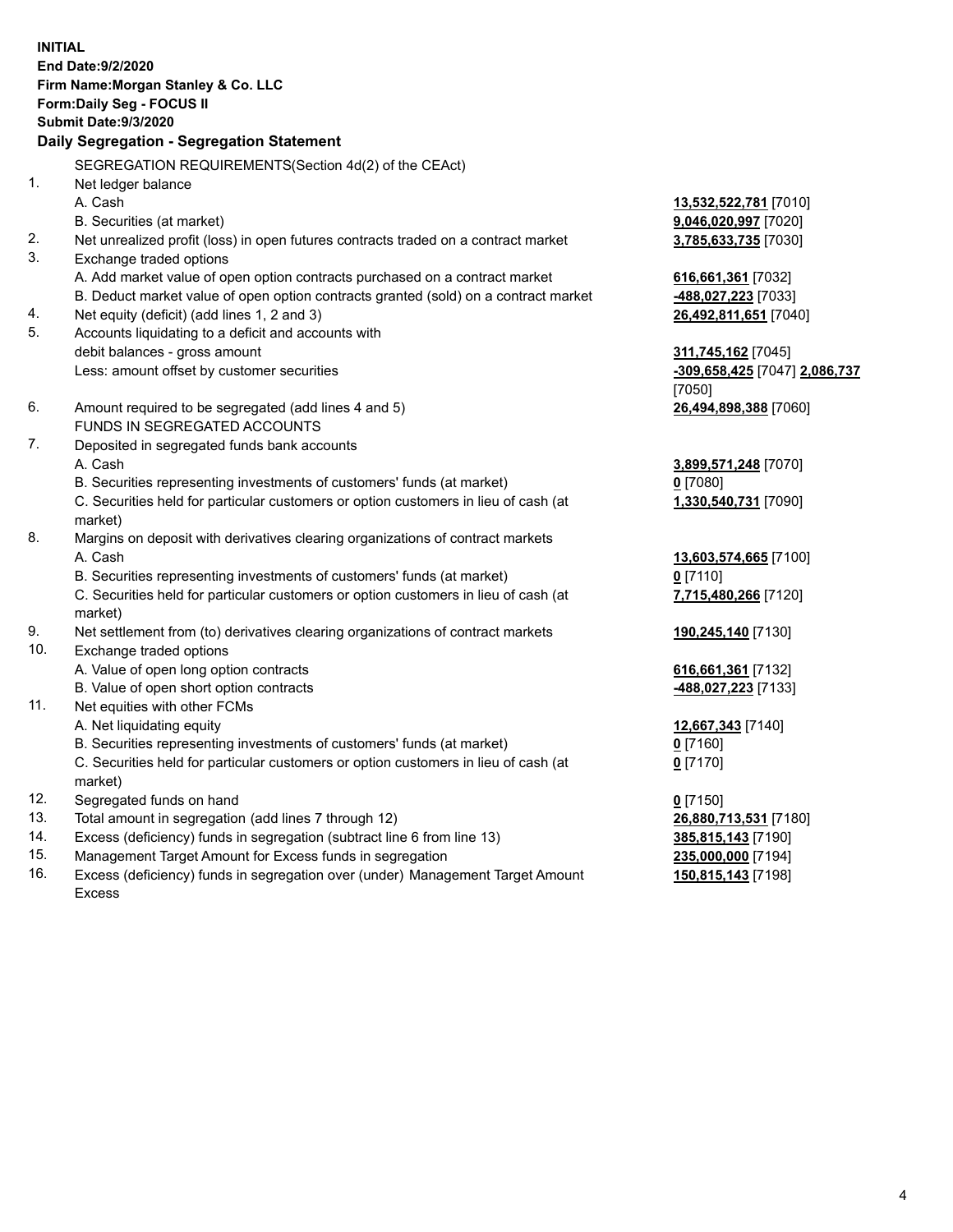**INITIAL**
**End Date:9/2/2020**
**Firm Name:Morgan Stanley & Co. LLC**
**Form:Daily Seg - FOCUS II**
**Submit Date:9/3/2020**

### Daily Segregation - Segregation Statement

| | | |
|---|---|---|
| | SEGREGATION REQUIREMENTS(Section 4d(2) of the CEAct) | |
| 1. | Net ledger balance | |
| | A. Cash | **13,532,522,781** [7010] |
| | B. Securities (at market) | **9,046,020,997** [7020] |
| 2. | Net unrealized profit (loss) in open futures contracts traded on a contract market | **3,785,633,735** [7030] |
| 3. | Exchange traded options | |
| | A. Add market value of open option contracts purchased on a contract market | **616,661,361** [7032] |
| | B. Deduct market value of open option contracts granted (sold) on a contract market | **-488,027,223** [7033] |
| 4. | Net equity (deficit) (add lines 1, 2 and 3) | **26,492,811,651** [7040] |
| 5. | Accounts liquidating to a deficit and accounts with debit balances - gross amount | **311,745,162** [7045] |
| | Less: amount offset by customer securities | **-309,658,425** [7047] **2,086,737** [7050] |
| 6. | Amount required to be segregated (add lines 4 and 5) | **26,494,898,388** [7060] |
| | FUNDS IN SEGREGATED ACCOUNTS | |
| 7. | Deposited in segregated funds bank accounts | |
| | A. Cash | **3,899,571,248** [7070] |
| | B. Securities representing investments of customers' funds (at market) | **0** [7080] |
| | C. Securities held for particular customers or option customers in lieu of cash (at market) | **1,330,540,731** [7090] |
| 8. | Margins on deposit with derivatives clearing organizations of contract markets | |
| | A. Cash | **13,603,574,665** [7100] |
| | B. Securities representing investments of customers' funds (at market) | **0** [7110] |
| | C. Securities held for particular customers or option customers in lieu of cash (at market) | **7,715,480,266** [7120] |
| 9. | Net settlement from (to) derivatives clearing organizations of contract markets | **190,245,140** [7130] |
| 10. | Exchange traded options | |
| | A. Value of open long option contracts | **616,661,361** [7132] |
| | B. Value of open short option contracts | **-488,027,223** [7133] |
| 11. | Net equities with other FCMs | |
| | A. Net liquidating equity | **12,667,343** [7140] |
| | B. Securities representing investments of customers' funds (at market) | **0** [7160] |
| | C. Securities held for particular customers or option customers in lieu of cash (at market) | **0** [7170] |
| 12. | Segregated funds on hand | **0** [7150] |
| 13. | Total amount in segregation (add lines 7 through 12) | **26,880,713,531** [7180] |
| 14. | Excess (deficiency) funds in segregation (subtract line 6 from line 13) | **385,815,143** [7190] |
| 15. | Management Target Amount for Excess funds in segregation | **235,000,000** [7194] |
| 16. | Excess (deficiency) funds in segregation over (under) Management Target Amount Excess | **150,815,143** [7198] |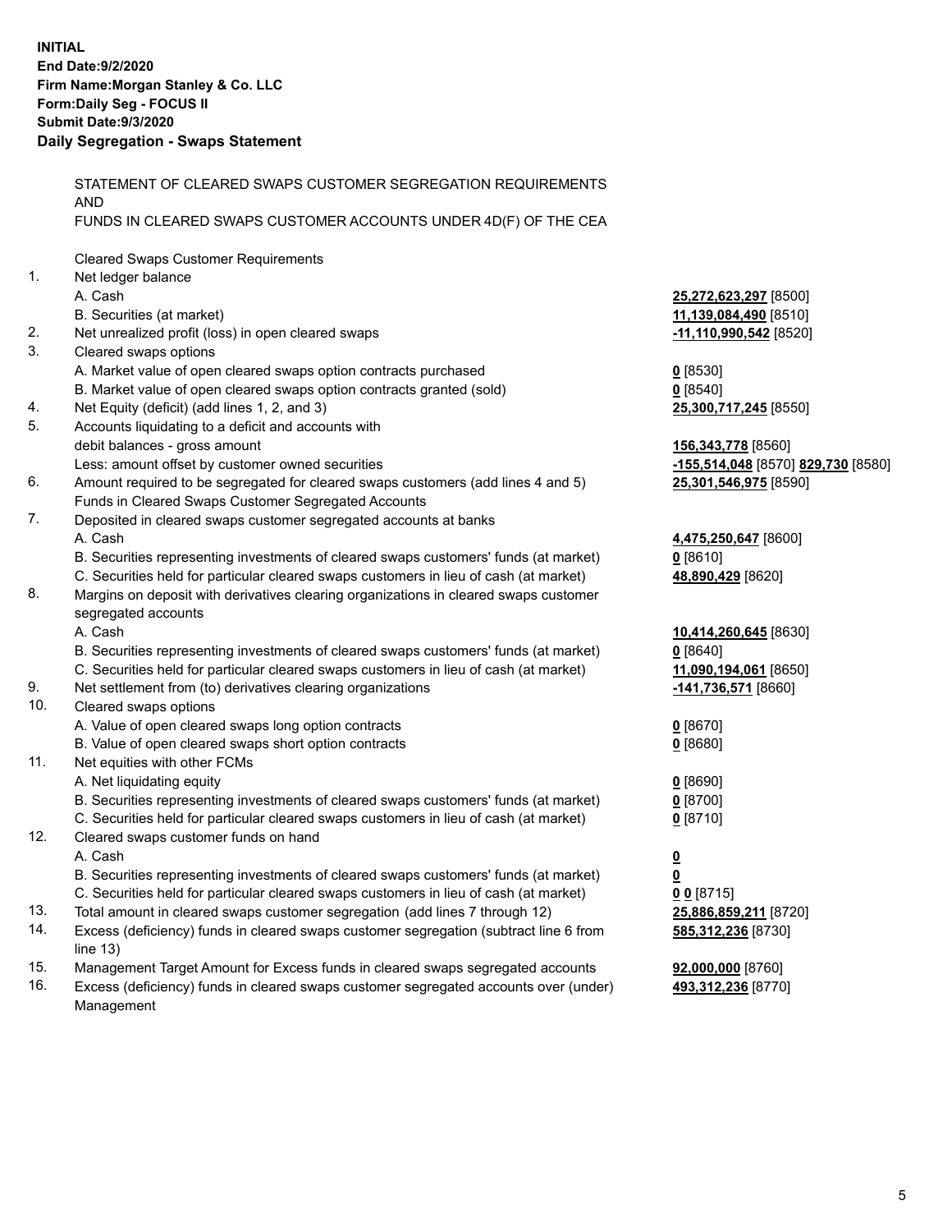**INITIAL**
**End Date:9/2/2020**
**Firm Name:Morgan Stanley & Co. LLC**
**Form:Daily Seg - FOCUS II**
**Submit Date:9/3/2020**
**Daily Segregation - Swaps Statement**

STATEMENT OF CLEARED SWAPS CUSTOMER SEGREGATION REQUIREMENTS AND FUNDS IN CLEARED SWAPS CUSTOMER ACCOUNTS UNDER 4D(F) OF THE CEA

| | | |
|---|---|---|
| | Cleared Swaps Customer Requirements | |
| 1. | Net ledger balance | |
| | A. Cash | **25,272,623,297** [8500] |
| | B. Securities (at market) | **11,139,084,490** [8510] |
| 2. | Net unrealized profit (loss) in open cleared swaps | **-11,110,990,542** [8520] |
| 3. | Cleared swaps options | |
| | A. Market value of open cleared swaps option contracts purchased | **0** [8530] |
| | B. Market value of open cleared swaps option contracts granted (sold) | **0** [8540] |
| 4. | Net Equity (deficit) (add lines 1, 2, and 3) | **25,300,717,245** [8550] |
| 5. | Accounts liquidating to a deficit and accounts with debit balances - gross amount | **156,343,778** [8560] |
| | Less: amount offset by customer owned securities | **-155,514,048** [8570] **829,730** [8580] |
| 6. | Amount required to be segregated for cleared swaps customers (add lines 4 and 5) | **25,301,546,975** [8590] |
| | Funds in Cleared Swaps Customer Segregated Accounts | |
| 7. | Deposited in cleared swaps customer segregated accounts at banks | |
| | A. Cash | **4,475,250,647** [8600] |
| | B. Securities representing investments of cleared swaps customers' funds (at market) | **0** [8610] |
| | C. Securities held for particular cleared swaps customers in lieu of cash (at market) | **48,890,429** [8620] |
| 8. | Margins on deposit with derivatives clearing organizations in cleared swaps customer segregated accounts | |
| | A. Cash | **10,414,260,645** [8630] |
| | B. Securities representing investments of cleared swaps customers' funds (at market) | **0** [8640] |
| | C. Securities held for particular cleared swaps customers in lieu of cash (at market) | **11,090,194,061** [8650] |
| 9. | Net settlement from (to) derivatives clearing organizations | **-141,736,571** [8660] |
| 10. | Cleared swaps options | |
| | A. Value of open cleared swaps long option contracts | **0** [8670] |
| | B. Value of open cleared swaps short option contracts | **0** [8680] |
| 11. | Net equities with other FCMs | |
| | A. Net liquidating equity | **0** [8690] |
| | B. Securities representing investments of cleared swaps customers' funds (at market) | **0** [8700] |
| | C. Securities held for particular cleared swaps customers in lieu of cash (at market) | **0** [8710] |
| 12. | Cleared swaps customer funds on hand | |
| | A. Cash | **0** |
| | B. Securities representing investments of cleared swaps customers' funds (at market) | **0** |
| | C. Securities held for particular cleared swaps customers in lieu of cash (at market) | **0** **0** [8715] |
| 13. | Total amount in cleared swaps customer segregation (add lines 7 through 12) | **25,886,859,211** [8720] |
| 14. | Excess (deficiency) funds in cleared swaps customer segregation (subtract line 6 from line 13) | **585,312,236** [8730] |
| 15. | Management Target Amount for Excess funds in cleared swaps segregated accounts | **92,000,000** [8760] |
| 16. | Excess (deficiency) funds in cleared swaps customer segregated accounts over (under) Management | **493,312,236** [8770] |